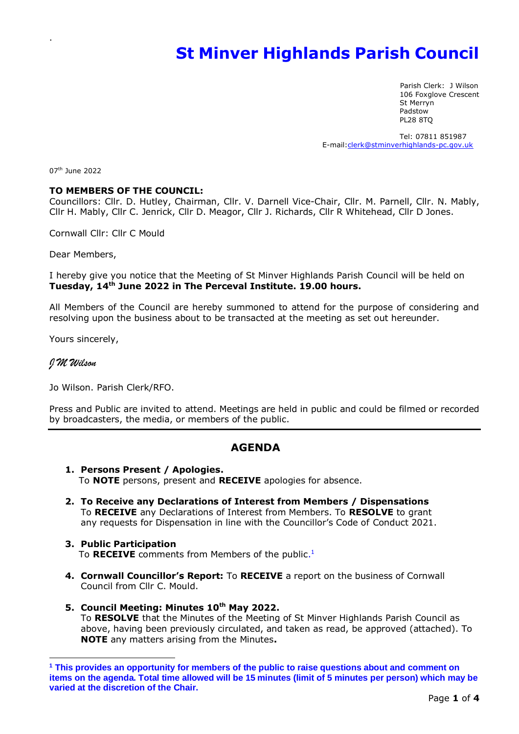# St Minver Highlands Parish Council

Parish Clerk: J Wilson
106 Foxglove Crescent
St Merryn
Padstow
PL28 8TQ

Tel: 07811 851987
E-mail: clerk@stminverhighlands-pc.gov.uk

07th June 2022

**TO MEMBERS OF THE COUNCIL:**
Councillors: Cllr. D. Hutley, Chairman, Cllr. V. Darnell Vice-Chair, Cllr. M. Parnell, Cllr. N. Mably, Cllr H. Mably, Cllr C. Jenrick, Cllr D. Meagor, Cllr J. Richards, Cllr R Whitehead, Cllr D Jones.

Cornwall Cllr: Cllr C Mould

Dear Members,

I hereby give you notice that the Meeting of St Minver Highlands Parish Council will be held on **Tuesday, 14th June 2022 in The Perceval Institute. 19.00 hours.**

All Members of the Council are hereby summoned to attend for the purpose of considering and resolving upon the business about to be transacted at the meeting as set out hereunder.

Yours sincerely,

*J M Wilson*

Jo Wilson. Parish Clerk/RFO.

Press and Public are invited to attend. Meetings are held in public and could be filmed or recorded by broadcasters, the media, or members of the public.

---

## AGENDA

1. **Persons Present / Apologies.**
   To **NOTE** persons, present and **RECEIVE** apologies for absence.

2. **To Receive any Declarations of Interest from Members / Dispensations**
   To **RECEIVE** any Declarations of Interest from Members. To **RESOLVE** to grant any requests for Dispensation in line with the Councillor's Code of Conduct 2021.

3. **Public Participation**
   To **RECEIVE** comments from Members of the public.[1]

4. **Cornwall Councillor's Report:** To **RECEIVE** a report on the business of Cornwall Council from Cllr C. Mould.

5. **Council Meeting: Minutes 10th May 2022.**
   To **RESOLVE** that the Minutes of the Meeting of St Minver Highlands Parish Council as above, having been previously circulated, and taken as read, be approved (attached). To **NOTE** any matters arising from the Minutes**.**

---

[1] **This provides an opportunity for members of the public to raise questions about and comment on items on the agenda. Total time allowed will be 15 minutes (limit of 5 minutes per person) which may be varied at the discretion of the Chair.**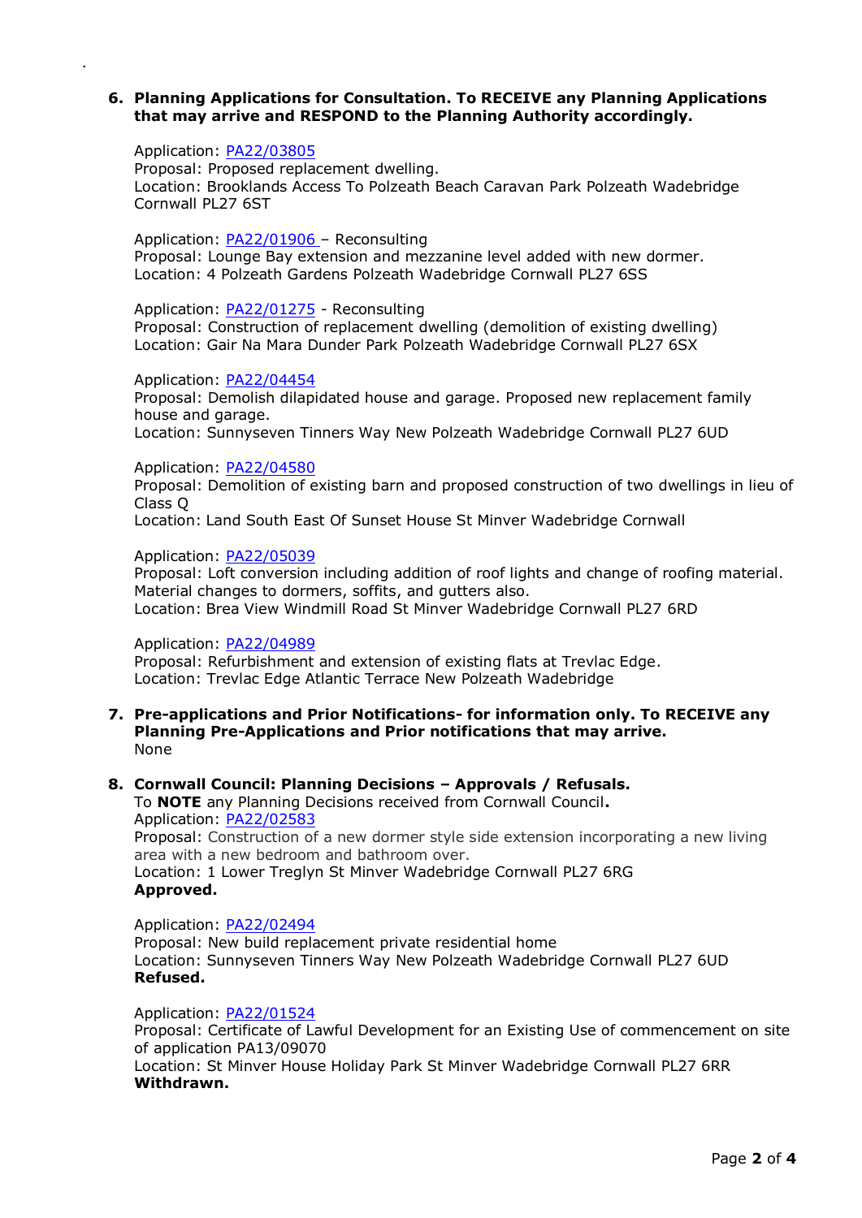6. **Planning Applications for Consultation. To RECEIVE any Planning Applications that may arrive and RESPOND to the Planning Authority accordingly.**

   Application: PA22/03805
   Proposal: Proposed replacement dwelling.
   Location: Brooklands Access To Polzeath Beach Caravan Park Polzeath Wadebridge Cornwall PL27 6ST

   Application: PA22/01906 – Reconsulting
   Proposal: Lounge Bay extension and mezzanine level added with new dormer.
   Location: 4 Polzeath Gardens Polzeath Wadebridge Cornwall PL27 6SS

   Application: PA22/01275 - Reconsulting
   Proposal: Construction of replacement dwelling (demolition of existing dwelling)
   Location: Gair Na Mara Dunder Park Polzeath Wadebridge Cornwall PL27 6SX

   Application: PA22/04454
   Proposal: Demolish dilapidated house and garage. Proposed new replacement family house and garage.
   Location: Sunnyseven Tinners Way New Polzeath Wadebridge Cornwall PL27 6UD

   Application: PA22/04580
   Proposal: Demolition of existing barn and proposed construction of two dwellings in lieu of Class Q
   Location: Land South East Of Sunset House St Minver Wadebridge Cornwall

   Application: PA22/05039
   Proposal: Loft conversion including addition of roof lights and change of roofing material. Material changes to dormers, soffits, and gutters also.
   Location: Brea View Windmill Road St Minver Wadebridge Cornwall PL27 6RD

   Application: PA22/04989
   Proposal: Refurbishment and extension of existing flats at Trevlac Edge.
   Location: Trevlac Edge Atlantic Terrace New Polzeath Wadebridge

7. **Pre-applications and Prior Notifications- for information only. To RECEIVE any Planning Pre-Applications and Prior notifications that may arrive.**
   None

8. **Cornwall Council: Planning Decisions – Approvals / Refusals.**
   To **NOTE** any Planning Decisions received from Cornwall Council**.**
   Application: PA22/02583
   Proposal: Construction of a new dormer style side extension incorporating a new living area with a new bedroom and bathroom over.
   Location: 1 Lower Treglyn St Minver Wadebridge Cornwall PL27 6RG
   **Approved.**

   Application: PA22/02494
   Proposal: New build replacement private residential home
   Location: Sunnyseven Tinners Way New Polzeath Wadebridge Cornwall PL27 6UD
   **Refused.**

   Application: PA22/01524
   Proposal: Certificate of Lawful Development for an Existing Use of commencement on site of application PA13/09070
   Location: St Minver House Holiday Park St Minver Wadebridge Cornwall PL27 6RR
   **Withdrawn.**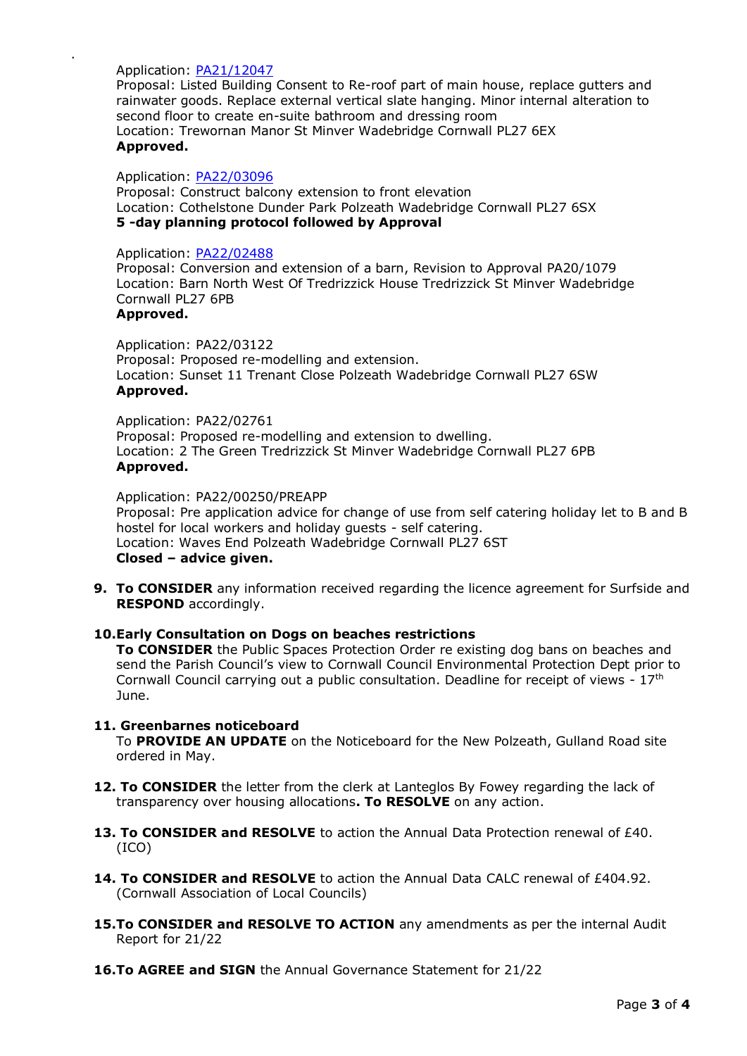Application: [PA21/12047]
Proposal: Listed Building Consent to Re-roof part of main house, replace gutters and rainwater goods. Replace external vertical slate hanging. Minor internal alteration to second floor to create en-suite bathroom and dressing room
Location: Trewornan Manor St Minver Wadebridge Cornwall PL27 6EX
**Approved.**

Application: [PA22/03096]
Proposal: Construct balcony extension to front elevation
Location: Cothelstone Dunder Park Polzeath Wadebridge Cornwall PL27 6SX
**5 -day planning protocol followed by Approval**

Application: [PA22/02488]
Proposal: Conversion and extension of a barn, Revision to Approval PA20/1079
Location: Barn North West Of Tredrizzick House Tredrizzick St Minver Wadebridge Cornwall PL27 6PB
**Approved.**

Application: PA22/03122
Proposal: Proposed re-modelling and extension.
Location: Sunset 11 Trenant Close Polzeath Wadebridge Cornwall PL27 6SW
**Approved.**

Application: PA22/02761
Proposal: Proposed re-modelling and extension to dwelling.
Location: 2 The Green Tredrizzick St Minver Wadebridge Cornwall PL27 6PB
**Approved.**

Application: PA22/00250/PREAPP
Proposal: Pre application advice for change of use from self catering holiday let to B and B hostel for local workers and holiday guests - self catering.
Location: Waves End Polzeath Wadebridge Cornwall PL27 6ST
**Closed – advice given.**

9. **To CONSIDER** any information received regarding the licence agreement for Surfside and **RESPOND** accordingly.

10. **Early Consultation on Dogs on beaches restrictions**
**To CONSIDER** the Public Spaces Protection Order re existing dog bans on beaches and send the Parish Council's view to Cornwall Council Environmental Protection Dept prior to Cornwall Council carrying out a public consultation. Deadline for receipt of views - 17th June.

11. **Greenbarnes noticeboard**
To **PROVIDE AN UPDATE** on the Noticeboard for the New Polzeath, Gulland Road site ordered in May.

12. **To CONSIDER** the letter from the clerk at Lanteglos By Fowey regarding the lack of transparency over housing allocations**. To RESOLVE** on any action.

13. **To CONSIDER and RESOLVE** to action the Annual Data Protection renewal of £40. (ICO)

14. **To CONSIDER and RESOLVE** to action the Annual Data CALC renewal of £404.92. (Cornwall Association of Local Councils)

15. **To CONSIDER and RESOLVE TO ACTION** any amendments as per the internal Audit Report for 21/22

16. **To AGREE and SIGN** the Annual Governance Statement for 21/22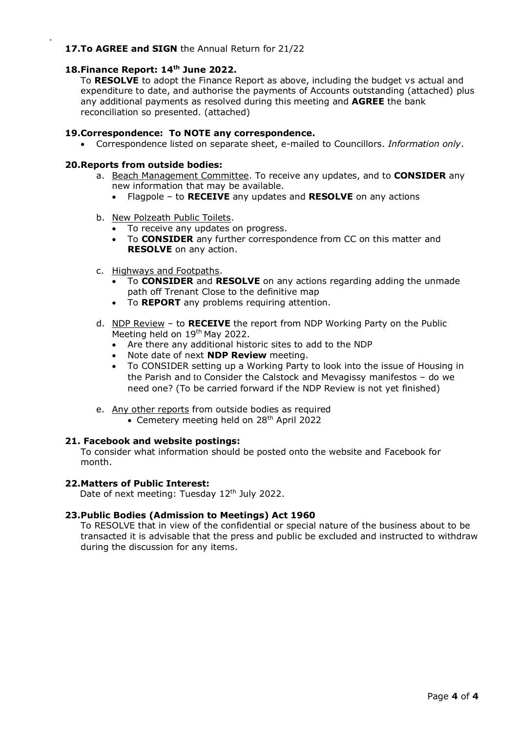**17. To AGREE and SIGN** the Annual Return for 21/22

**18. Finance Report: 14th June 2022.**

To **RESOLVE** to adopt the Finance Report as above, including the budget vs actual and expenditure to date, and authorise the payments of Accounts outstanding (attached) plus any additional payments as resolved during this meeting and **AGREE** the bank reconciliation so presented. (attached)

**19. Correspondence: To NOTE any correspondence.**

- Correspondence listed on separate sheet, e-mailed to Councillors. *Information only*.

**20. Reports from outside bodies:**

a. Beach Management Committee. To receive any updates, and to **CONSIDER** any new information that may be available.
   - Flagpole – to **RECEIVE** any updates and **RESOLVE** on any actions

b. New Polzeath Public Toilets.
   - To receive any updates on progress.
   - To **CONSIDER** any further correspondence from CC on this matter and **RESOLVE** on any action.

c. Highways and Footpaths.
   - To **CONSIDER** and **RESOLVE** on any actions regarding adding the unmade path off Trenant Close to the definitive map
   - To **REPORT** any problems requiring attention.

d. NDP Review – to **RECEIVE** the report from NDP Working Party on the Public Meeting held on 19th May 2022.
   - Are there any additional historic sites to add to the NDP
   - Note date of next **NDP Review** meeting.
   - To CONSIDER setting up a Working Party to look into the issue of Housing in the Parish and to Consider the Calstock and Mevagissy manifestos – do we need one? (To be carried forward if the NDP Review is not yet finished)

e. Any other reports from outside bodies as required
   - Cemetery meeting held on 28th April 2022

**21. Facebook and website postings:**

To consider what information should be posted onto the website and Facebook for month.

**22. Matters of Public Interest:**

Date of next meeting: Tuesday 12th July 2022.

**23. Public Bodies (Admission to Meetings) Act 1960**

To RESOLVE that in view of the confidential or special nature of the business about to be transacted it is advisable that the press and public be excluded and instructed to withdraw during the discussion for any items.